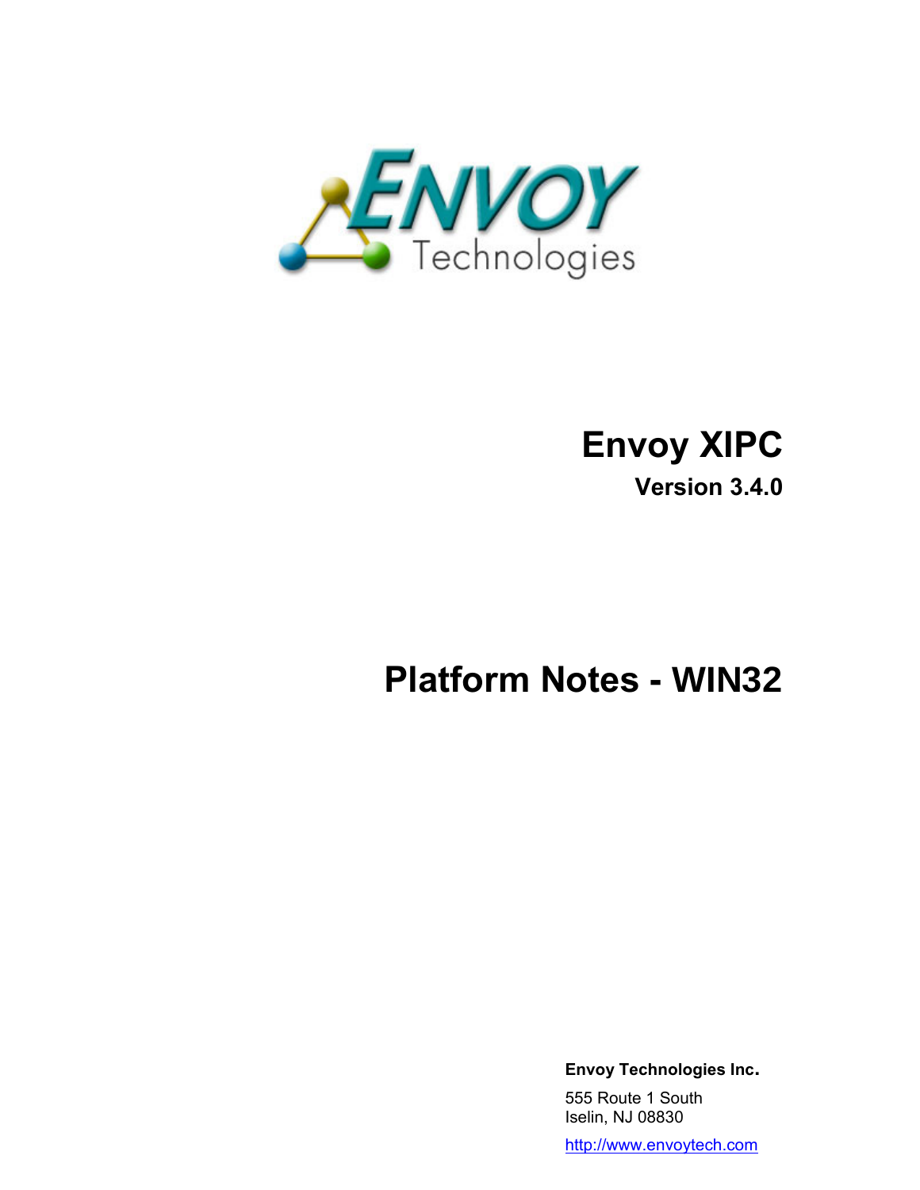ENVOY Technologies

# Envoy XIPC

**Version 3.4.0**

# Platform Notes - WIN32

**Envoy Technologies Inc.**

555 Route 1 South
Iselin, NJ 08830

http://www.envoytech.com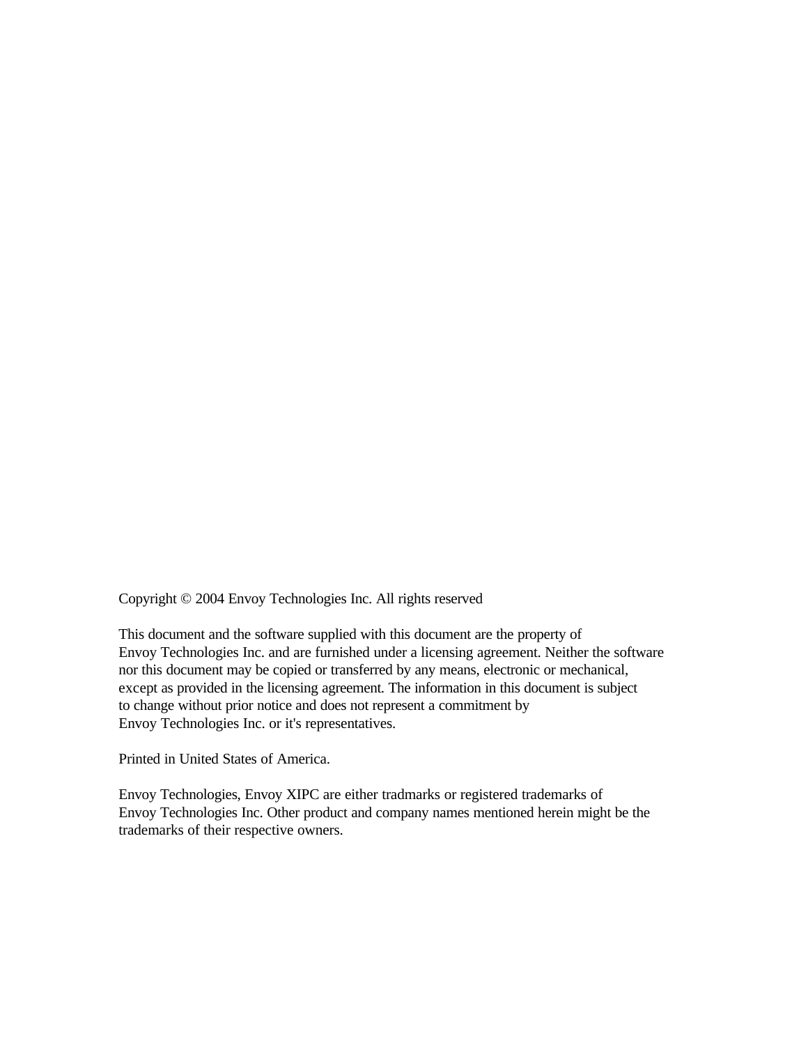Copyright © 2004 Envoy Technologies Inc. All rights reserved

This document and the software supplied with this document are the property of Envoy Technologies Inc. and are furnished under a licensing agreement. Neither the software nor this document may be copied or transferred by any means, electronic or mechanical, except as provided in the licensing agreement. The information in this document is subject to change without prior notice and does not represent a commitment by Envoy Technologies Inc. or it's representatives.

Printed in United States of America.

Envoy Technologies, Envoy XIPC are either tradmarks or registered trademarks of Envoy Technologies Inc. Other product and company names mentioned herein might be the trademarks of their respective owners.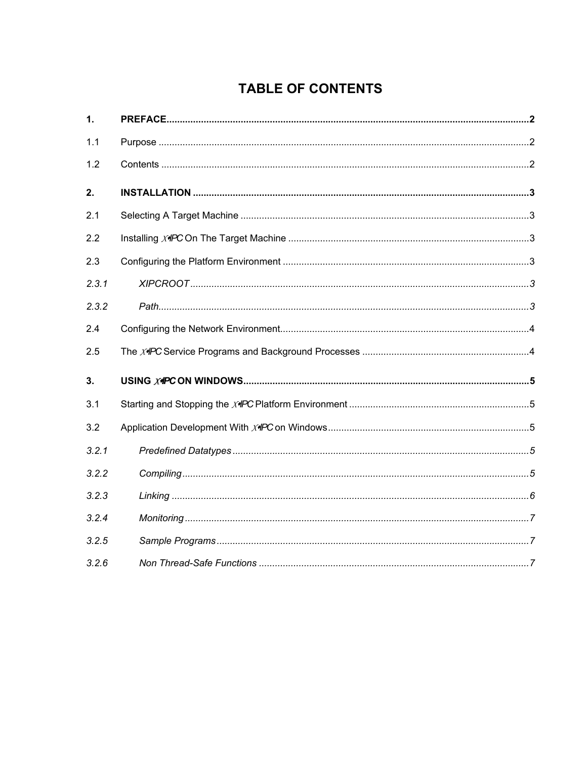# TABLE OF CONTENTS

**1. PREFACE** ..... **2**

1.1 Purpose ..... 2

1.2 Contents ..... 2

**2. INSTALLATION** ..... **3**

2.1 Selecting A Target Machine ..... 3

2.2 Installing X•IPC On The Target Machine ..... 3

2.3 Configuring the Platform Environment ..... 3

*2.3.1 XIPCROOT ..... 3*

*2.3.2 Path ..... 3*

2.4 Configuring the Network Environment ..... 4

2.5 The X•IPC Service Programs and Background Processes ..... 4

**3. USING X•IPC ON WINDOWS** ..... **5**

3.1 Starting and Stopping the X•IPC Platform Environment ..... 5

3.2 Application Development With X•IPC on Windows ..... 5

*3.2.1 Predefined Datatypes ..... 5*

*3.2.2 Compiling ..... 5*

*3.2.3 Linking ..... 6*

*3.2.4 Monitoring ..... 7*

*3.2.5 Sample Programs ..... 7*

*3.2.6 Non Thread-Safe Functions ..... 7*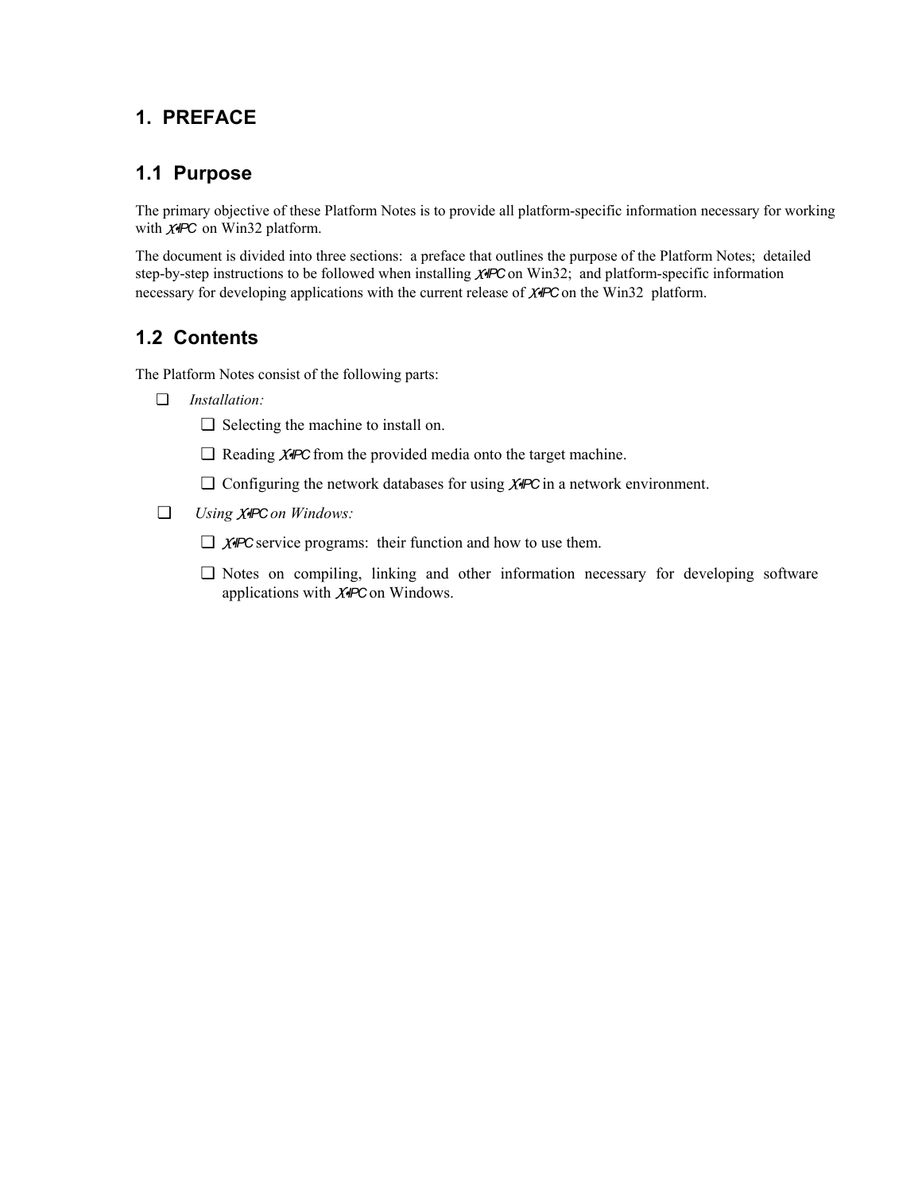# 1. PREFACE

## 1.1 Purpose

The primary objective of these Platform Notes is to provide all platform-specific information necessary for working with X•IPC on Win32 platform.

The document is divided into three sections: a preface that outlines the purpose of the Platform Notes; detailed step-by-step instructions to be followed when installing X•IPC on Win32; and platform-specific information necessary for developing applications with the current release of X•IPC on the Win32 platform.

## 1.2 Contents

The Platform Notes consist of the following parts:

- *Installation:*
  - Selecting the machine to install on.
  - Reading X•IPC from the provided media onto the target machine.
  - Configuring the network databases for using X•IPC in a network environment.
- *Using X•IPC on Windows:*
  - X•IPC service programs: their function and how to use them.
  - Notes on compiling, linking and other information necessary for developing software applications with X•IPC on Windows.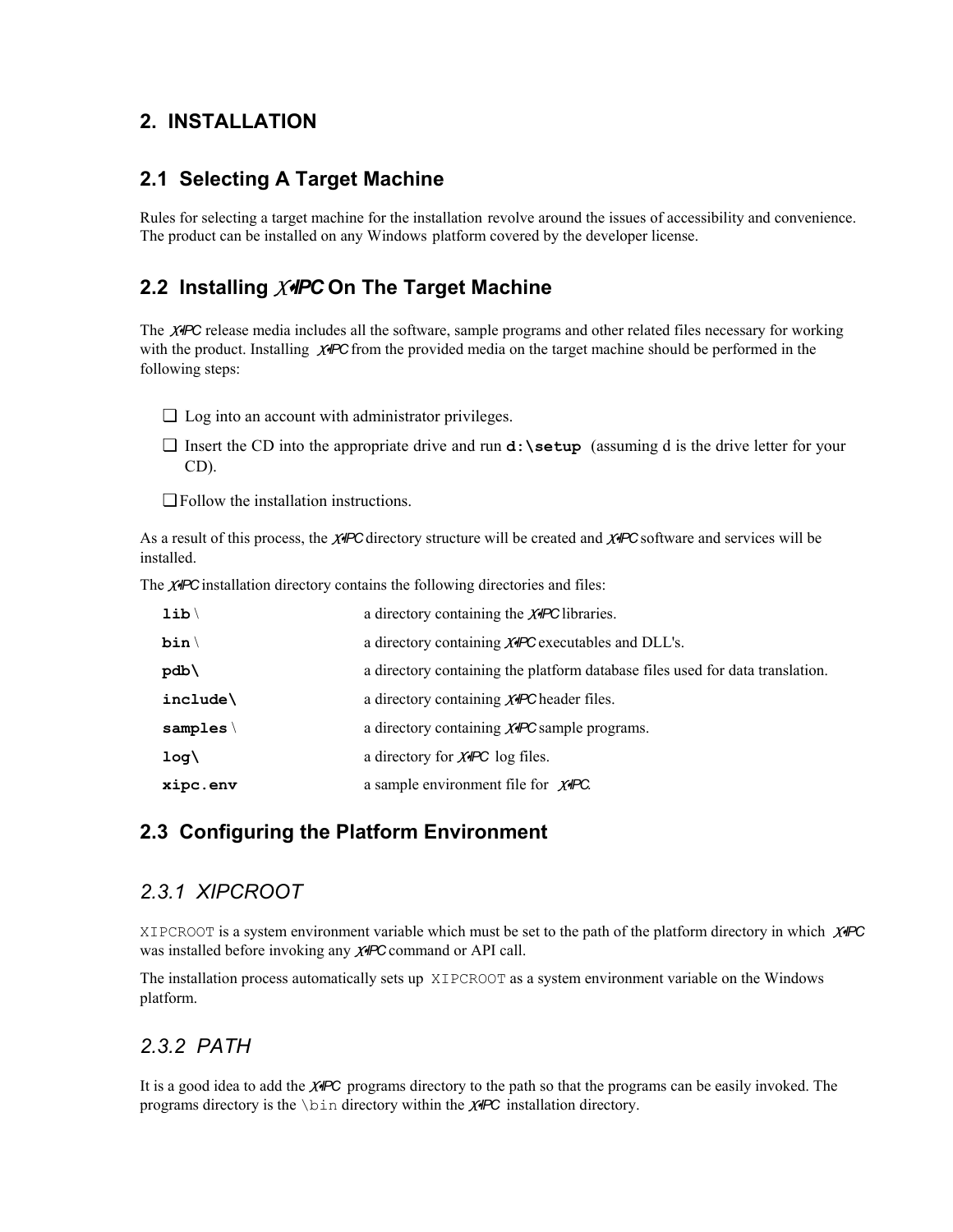# 2. INSTALLATION

## 2.1 Selecting A Target Machine

Rules for selecting a target machine for the installation revolve around the issues of accessibility and convenience. The product can be installed on any Windows platform covered by the developer license.

## 2.2 Installing X•IPC On The Target Machine

The X•IPC release media includes all the software, sample programs and other related files necessary for working with the product. Installing X•IPC from the provided media on the target machine should be performed in the following steps:

- ❑ Log into an account with administrator privileges.
- ❑ Insert the CD into the appropriate drive and run **`d:\setup`** (assuming d is the drive letter for your CD).
- ❑ Follow the installation instructions.

As a result of this process, the X•IPC directory structure will be created and X•IPC software and services will be installed.

The X•IPC installation directory contains the following directories and files:

| | |
|---|---|
| **lib**\ | a directory containing the X•IPC libraries. |
| **bin**\ | a directory containing X•IPC executables and DLL's. |
| **pdb\\** | a directory containing the platform database files used for data translation. |
| **include\\** | a directory containing X•IPC header files. |
| **samples**\ | a directory containing X•IPC sample programs. |
| **log\\** | a directory for X•IPC log files. |
| **xipc.env** | a sample environment file for X•IPC. |

## 2.3 Configuring the Platform Environment

### *2.3.1 XIPCROOT*

`XIPCROOT` is a system environment variable which must be set to the path of the platform directory in which X•IPC was installed before invoking any X•IPC command or API call.

The installation process automatically sets up `XIPCROOT` as a system environment variable on the Windows platform.

### *2.3.2 PATH*

It is a good idea to add the X•IPC programs directory to the path so that the programs can be easily invoked. The programs directory is the `\bin` directory within the X•IPC installation directory.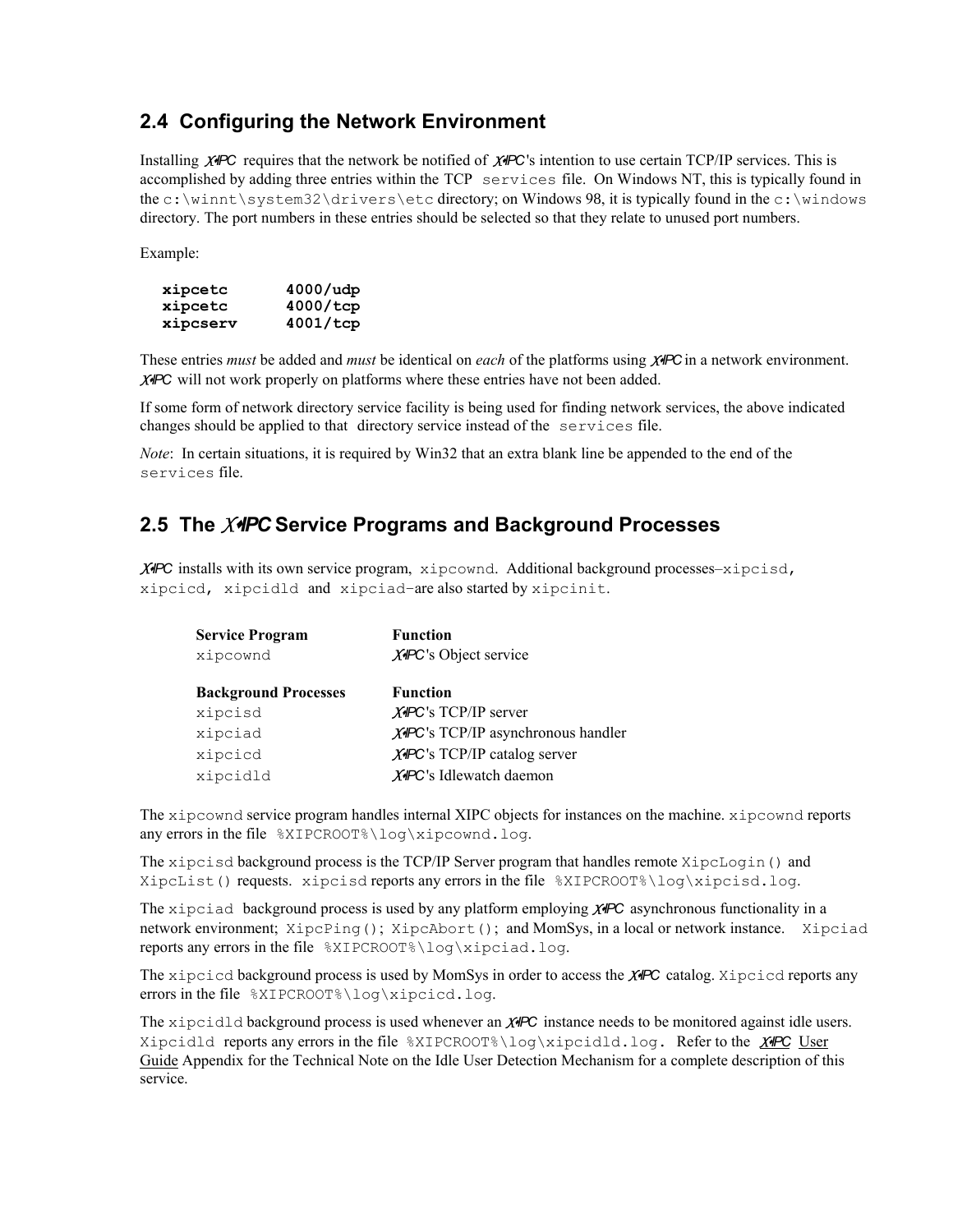## 2.4 Configuring the Network Environment

Installing X•IPC requires that the network be notified of X•IPC's intention to use certain TCP/IP services. This is accomplished by adding three entries within the TCP `services` file. On Windows NT, this is typically found in the `c:\winnt\system32\drivers\etc` directory; on Windows 98, it is typically found in the `c:\windows` directory. The port numbers in these entries should be selected so that they relate to unused port numbers.

Example:

```
xipcetc      4000/udp
xipcetc      4000/tcp
xipcserv     4001/tcp
```

These entries *must* be added and *must* be identical on *each* of the platforms using X•IPC in a network environment. X•IPC will not work properly on platforms where these entries have not been added.

If some form of network directory service facility is being used for finding network services, the above indicated changes should be applied to that directory service instead of the `services` file.

*Note*: In certain situations, it is required by Win32 that an extra blank line be appended to the end of the `services` file.

## 2.5 The X•IPC Service Programs and Background Processes

X•IPC installs with its own service program, `xipcownd`. Additional background processes–`xipcisd`, `xipcicd`, `xipcidld` and `xipciad`–are also started by `xipcinit`.

| **Service Program** | **Function** |
|---|---|
| `xipcownd` | X•IPC's Object service |

| **Background Processes** | **Function** |
|---|---|
| `xipcisd` | X•IPC's TCP/IP server |
| `xipciad` | X•IPC's TCP/IP asynchronous handler |
| `xipcicd` | X•IPC's TCP/IP catalog server |
| `xipcidld` | X•IPC's Idlewatch daemon |

The `xipcownd` service program handles internal XIPC objects for instances on the machine. `xipcownd` reports any errors in the file `%XIPCROOT%\log\xipcownd.log`.

The `xipcisd` background process is the TCP/IP Server program that handles remote `XipcLogin()` and `XipcList()` requests. `xipcisd` reports any errors in the file `%XIPCROOT%\log\xipcisd.log`.

The `xipciad` background process is used by any platform employing X•IPC asynchronous functionality in a network environment; `XipcPing()`; `XipcAbort()`; and MomSys, in a local or network instance. `Xipciad` reports any errors in the file `%XIPCROOT%\log\xipciad.log`.

The `xipcicd` background process is used by MomSys in order to access the X•IPC catalog. `Xipcicd` reports any errors in the file `%XIPCROOT%\log\xipcicd.log`.

The `xipcidld` background process is used whenever an X•IPC instance needs to be monitored against idle users. `Xipcidld` reports any errors in the file `%XIPCROOT%\log\xipcidld.log`. Refer to the X•IPC User Guide Appendix for the Technical Note on the Idle User Detection Mechanism for a complete description of this service.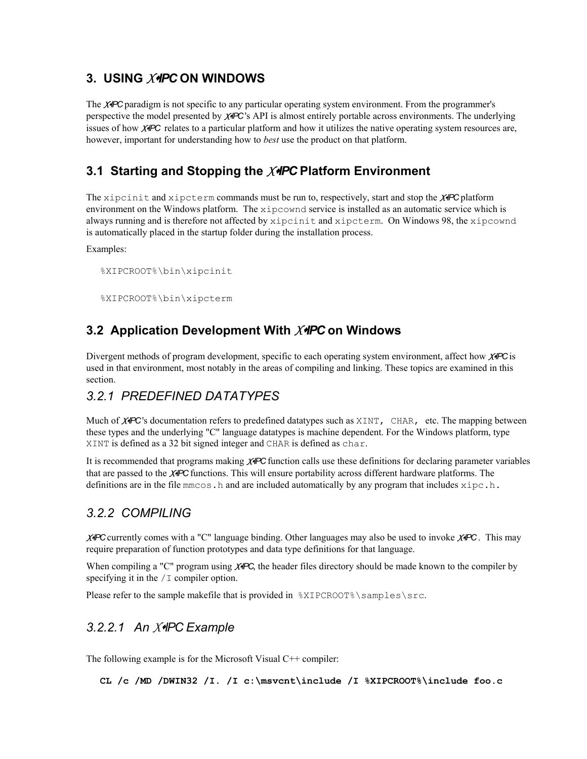# 3. USING X•IPC ON WINDOWS

The X•IPC paradigm is not specific to any particular operating system environment. From the programmer's perspective the model presented by X•IPC's API is almost entirely portable across environments. The underlying issues of how X•IPC relates to a particular platform and how it utilizes the native operating system resources are, however, important for understanding how to *best* use the product on that platform.

## 3.1 Starting and Stopping the X•IPC Platform Environment

The `xipcinit` and `xipcterm` commands must be run to, respectively, start and stop the X•IPC platform environment on the Windows platform. The `xipcownd` service is installed as an automatic service which is always running and is therefore not affected by `xipcinit` and `xipcterm`. On Windows 98, the `xipcownd` is automatically placed in the startup folder during the installation process.

Examples:

```
%XIPCROOT%\bin\xipcinit

%XIPCROOT%\bin\xipcterm
```

## 3.2 Application Development With X•IPC on Windows

Divergent methods of program development, specific to each operating system environment, affect how X•IPC is used in that environment, most notably in the areas of compiling and linking. These topics are examined in this section.

### *3.2.1 PREDEFINED DATATYPES*

Much of X•IPC's documentation refers to predefined datatypes such as `XINT, CHAR,` etc. The mapping between these types and the underlying "C" language datatypes is machine dependent. For the Windows platform, type `XINT` is defined as a 32 bit signed integer and `CHAR` is defined as `char`.

It is recommended that programs making X•IPC function calls use these definitions for declaring parameter variables that are passed to the X•IPC functions. This will ensure portability across different hardware platforms. The definitions are in the file `mmcos.h` and are included automatically by any program that includes `xipc.h.`

### *3.2.2 COMPILING*

X•IPC currently comes with a "C" language binding. Other languages may also be used to invoke X•IPC. This may require preparation of function prototypes and data type definitions for that language.

When compiling a "C" program using X•IPC, the header files directory should be made known to the compiler by specifying it in the `/I` compiler option.

Please refer to the sample makefile that is provided in `%XIPCROOT%\samples\src`.

#### *3.2.2.1 An X•IPC Example*

The following example is for the Microsoft Visual C++ compiler:

```
CL /c /MD /DWIN32 /I. /I c:\msvcnt\include /I %XIPCROOT%\include foo.c
```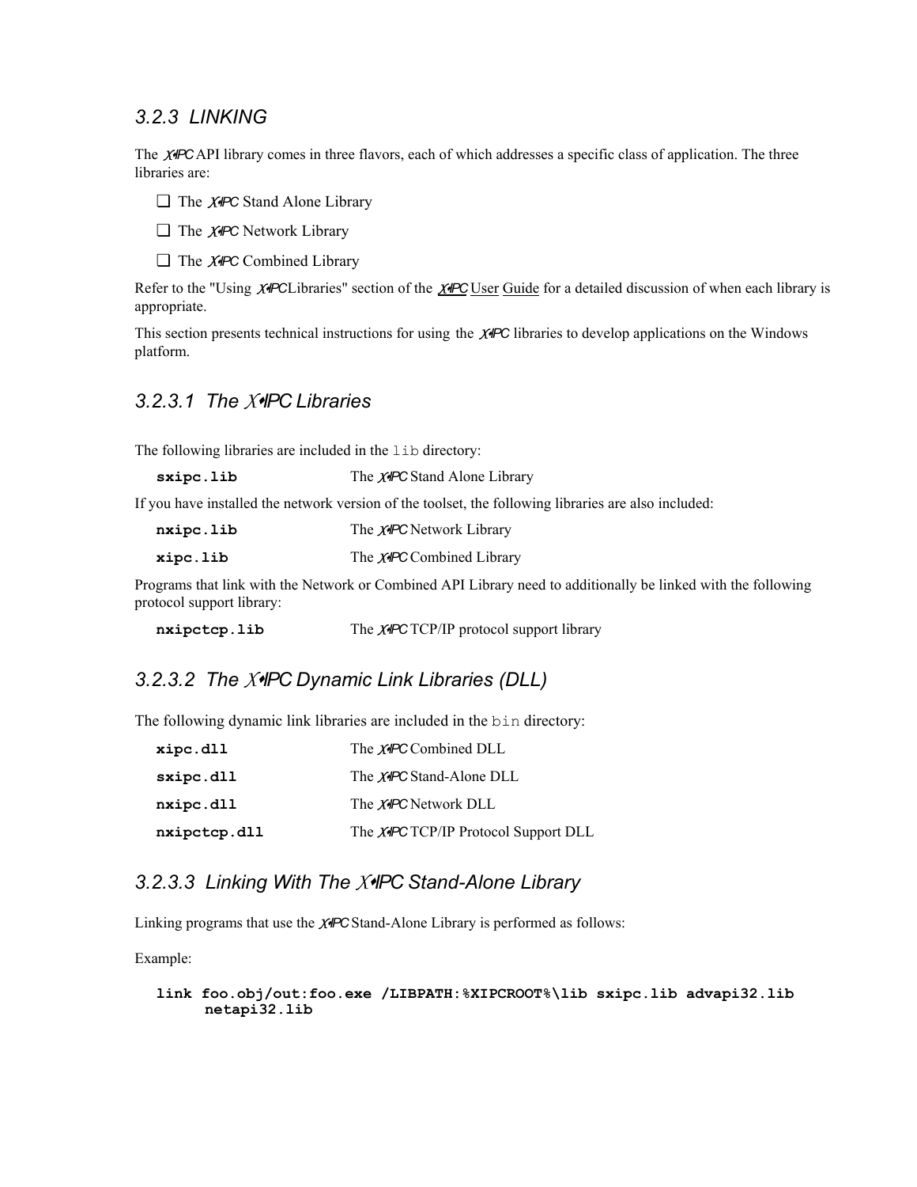### 3.2.3 LINKING

The X•IPC API library comes in three flavors, each of which addresses a specific class of application. The three libraries are:

- The X•IPC Stand Alone Library
- The X•IPC Network Library
- The X•IPC Combined Library

Refer to the "Using X•IPC Libraries" section of the X•IPC User Guide for a detailed discussion of when each library is appropriate.

This section presents technical instructions for using the X•IPC libraries to develop applications on the Windows platform.

#### 3.2.3.1 The X•IPC Libraries

The following libraries are included in the `lib` directory:

| | |
|---|---|
| **sxipc.lib** | The X•IPC Stand Alone Library |

If you have installed the network version of the toolset, the following libraries are also included:

| | |
|---|---|
| **nxipc.lib** | The X•IPC Network Library |
| **xipc.lib** | The X•IPC Combined Library |

Programs that link with the Network or Combined API Library need to additionally be linked with the following protocol support library:

| | |
|---|---|
| **nxipctcp.lib** | The X•IPC TCP/IP protocol support library |

#### 3.2.3.2 The X•IPC Dynamic Link Libraries (DLL)

The following dynamic link libraries are included in the `bin` directory:

| | |
|---|---|
| **xipc.dll** | The X•IPC Combined DLL |
| **sxipc.dll** | The X•IPC Stand-Alone DLL |
| **nxipc.dll** | The X•IPC Network DLL |
| **nxipctcp.dll** | The X•IPC TCP/IP Protocol Support DLL |

#### 3.2.3.3 Linking With The X•IPC Stand-Alone Library

Linking programs that use the X•IPC Stand-Alone Library is performed as follows:

Example:

```
link foo.obj/out:foo.exe /LIBPATH:%XIPCROOT%\lib sxipc.lib advapi32.lib
     netapi32.lib
```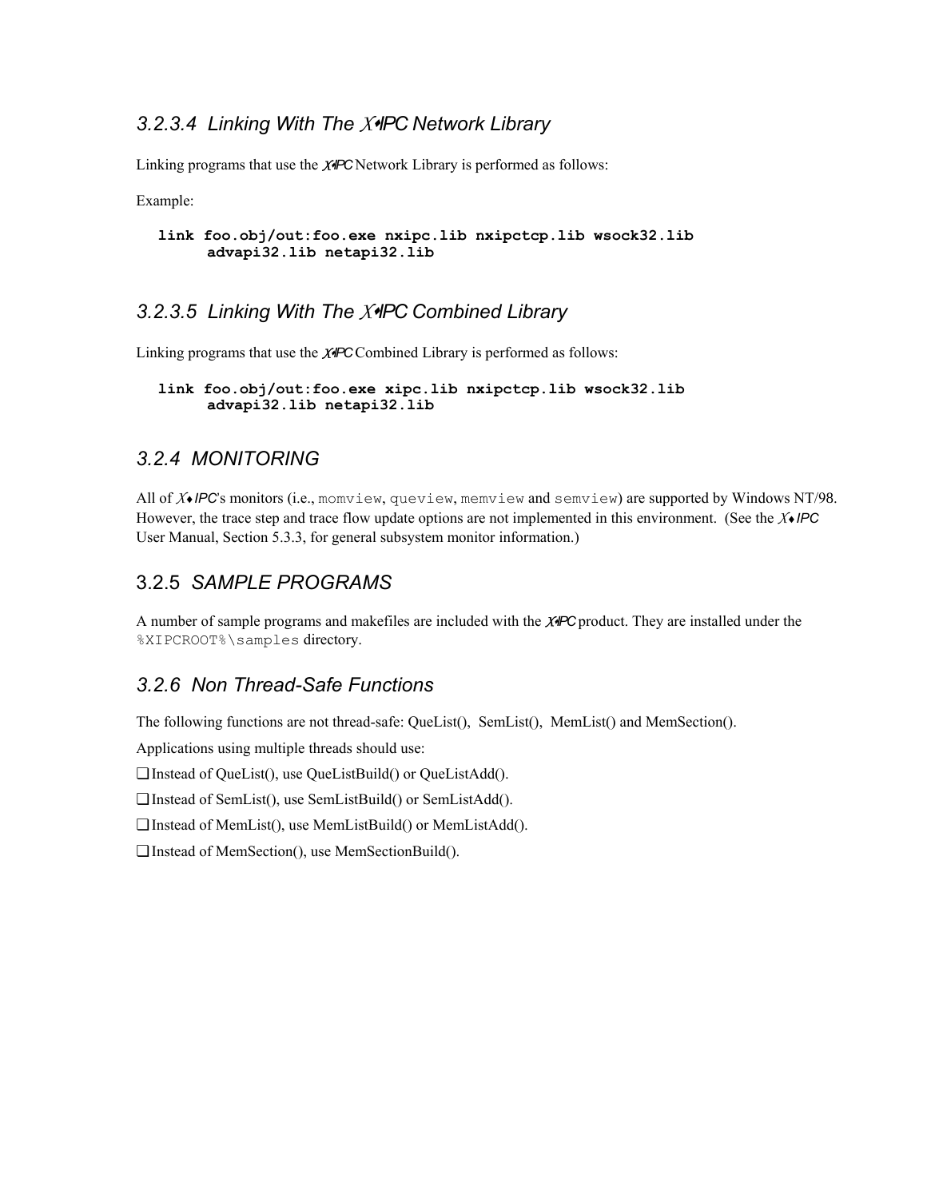### 3.2.3.4 Linking With The X•IPC Network Library

Linking programs that use the X•IPC Network Library is performed as follows:

Example:

```
link foo.obj/out:foo.exe nxipc.lib nxipctcp.lib wsock32.lib
     advapi32.lib netapi32.lib
```

### 3.2.3.5 Linking With The X•IPC Combined Library

Linking programs that use the X•IPC Combined Library is performed as follows:

```
link foo.obj/out:foo.exe xipc.lib nxipctcp.lib wsock32.lib
     advapi32.lib netapi32.lib
```

## 3.2.4 MONITORING

All of X♦IPC's monitors (i.e., `momview`, `queview`, `memview` and `semview`) are supported by Windows NT/98. However, the trace step and trace flow update options are not implemented in this environment. (See the X♦IPC User Manual, Section 5.3.3, for general subsystem monitor information.)

## 3.2.5 SAMPLE PROGRAMS

A number of sample programs and makefiles are included with the X•IPC product. They are installed under the `%XIPCROOT%\samples` directory.

## 3.2.6 Non Thread-Safe Functions

The following functions are not thread-safe: QueList(), SemList(), MemList() and MemSection().

Applications using multiple threads should use:

- ❑ Instead of QueList(), use QueListBuild() or QueListAdd().
- ❑ Instead of SemList(), use SemListBuild() or SemListAdd().
- ❑ Instead of MemList(), use MemListBuild() or MemListAdd().
- ❑ Instead of MemSection(), use MemSectionBuild().